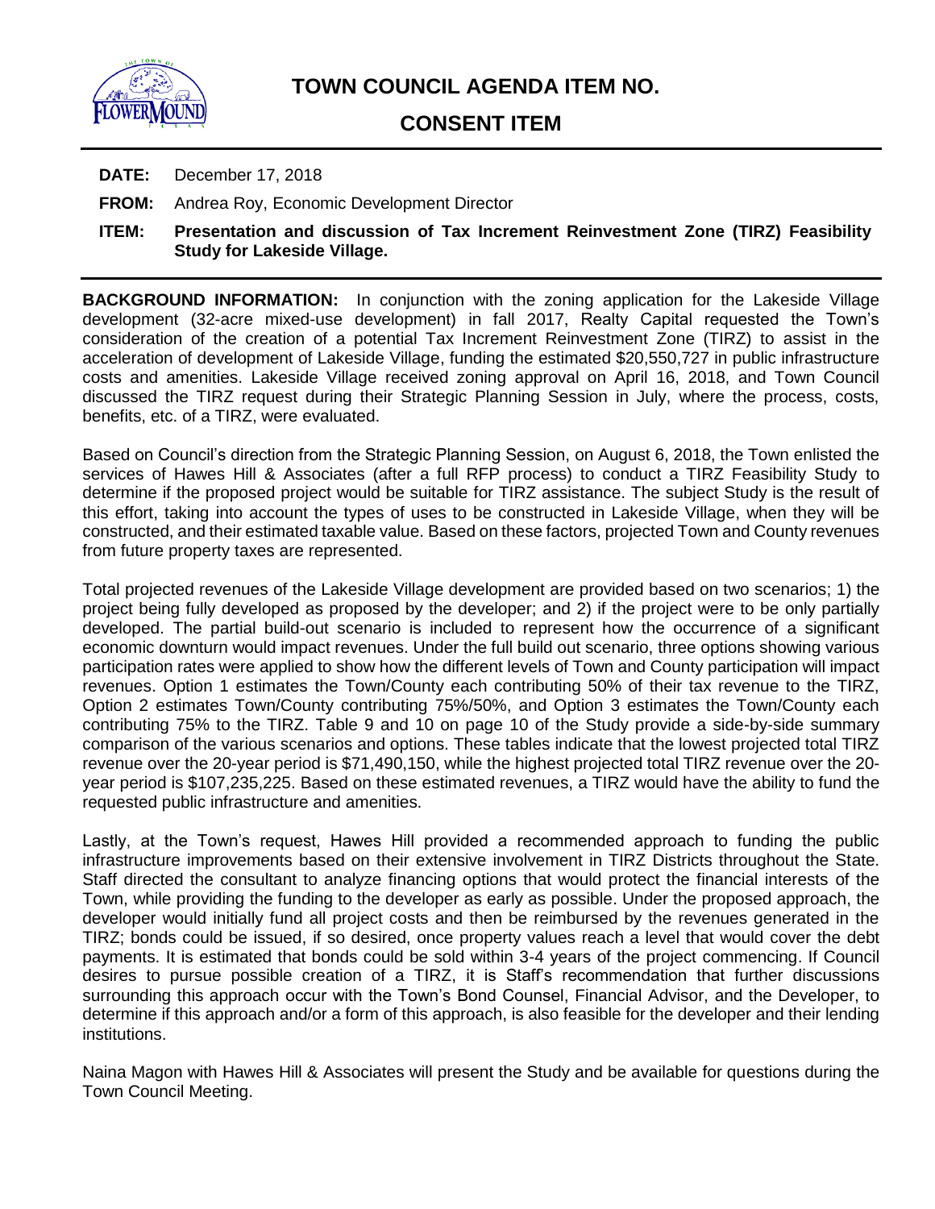# TOWN COUNCIL AGENDA ITEM NO.

## CONSENT ITEM

**DATE:** December 17, 2018

**FROM:** Andrea Roy, Economic Development Director

**ITEM:** **Presentation and discussion of Tax Increment Reinvestment Zone (TIRZ) Feasibility Study for Lakeside Village.**

**BACKGROUND INFORMATION:** In conjunction with the zoning application for the Lakeside Village development (32-acre mixed-use development) in fall 2017, Realty Capital requested the Town's consideration of the creation of a potential Tax Increment Reinvestment Zone (TIRZ) to assist in the acceleration of development of Lakeside Village, funding the estimated $20,550,727 in public infrastructure costs and amenities. Lakeside Village received zoning approval on April 16, 2018, and Town Council discussed the TIRZ request during their Strategic Planning Session in July, where the process, costs, benefits, etc. of a TIRZ, were evaluated.

Based on Council's direction from the Strategic Planning Session, on August 6, 2018, the Town enlisted the services of Hawes Hill & Associates (after a full RFP process) to conduct a TIRZ Feasibility Study to determine if the proposed project would be suitable for TIRZ assistance. The subject Study is the result of this effort, taking into account the types of uses to be constructed in Lakeside Village, when they will be constructed, and their estimated taxable value. Based on these factors, projected Town and County revenues from future property taxes are represented.

Total projected revenues of the Lakeside Village development are provided based on two scenarios; 1) the project being fully developed as proposed by the developer; and 2) if the project were to be only partially developed. The partial build-out scenario is included to represent how the occurrence of a significant economic downturn would impact revenues. Under the full build out scenario, three options showing various participation rates were applied to show how the different levels of Town and County participation will impact revenues. Option 1 estimates the Town/County each contributing 50% of their tax revenue to the TIRZ, Option 2 estimates Town/County contributing 75%/50%, and Option 3 estimates the Town/County each contributing 75% to the TIRZ. Table 9 and 10 on page 10 of the Study provide a side-by-side summary comparison of the various scenarios and options. These tables indicate that the lowest projected total TIRZ revenue over the 20-year period is $71,490,150, while the highest projected total TIRZ revenue over the 20-year period is $107,235,225. Based on these estimated revenues, a TIRZ would have the ability to fund the requested public infrastructure and amenities.

Lastly, at the Town's request, Hawes Hill provided a recommended approach to funding the public infrastructure improvements based on their extensive involvement in TIRZ Districts throughout the State. Staff directed the consultant to analyze financing options that would protect the financial interests of the Town, while providing the funding to the developer as early as possible. Under the proposed approach, the developer would initially fund all project costs and then be reimbursed by the revenues generated in the TIRZ; bonds could be issued, if so desired, once property values reach a level that would cover the debt payments. It is estimated that bonds could be sold within 3-4 years of the project commencing. If Council desires to pursue possible creation of a TIRZ, it is Staff's recommendation that further discussions surrounding this approach occur with the Town's Bond Counsel, Financial Advisor, and the Developer, to determine if this approach and/or a form of this approach, is also feasible for the developer and their lending institutions.

Naina Magon with Hawes Hill & Associates will present the Study and be available for questions during the Town Council Meeting.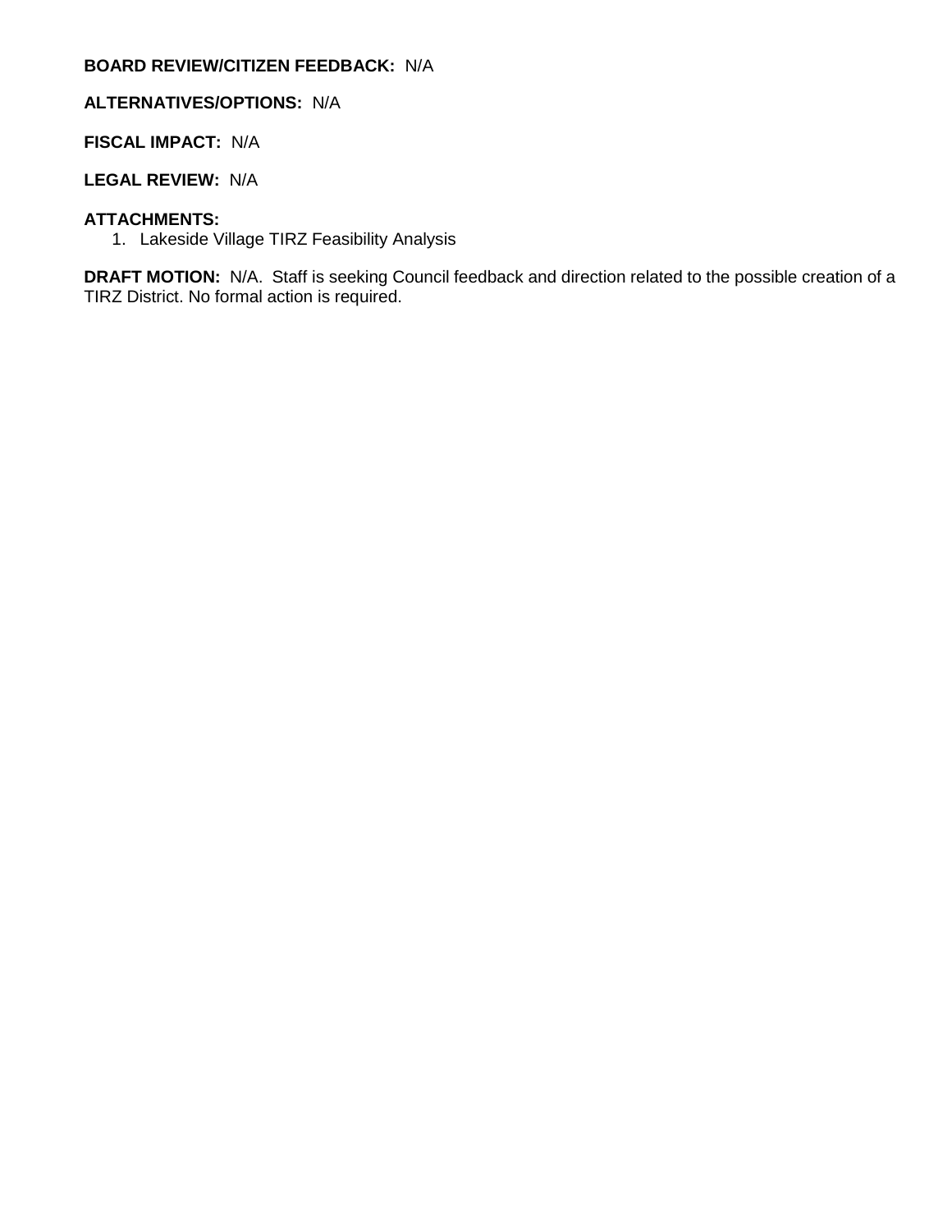**BOARD REVIEW/CITIZEN FEEDBACK:** N/A

**ALTERNATIVES/OPTIONS:** N/A

**FISCAL IMPACT:** N/A

**LEGAL REVIEW:** N/A

**ATTACHMENTS:**

1. Lakeside Village TIRZ Feasibility Analysis

**DRAFT MOTION:** N/A. Staff is seeking Council feedback and direction related to the possible creation of a TIRZ District. No formal action is required.